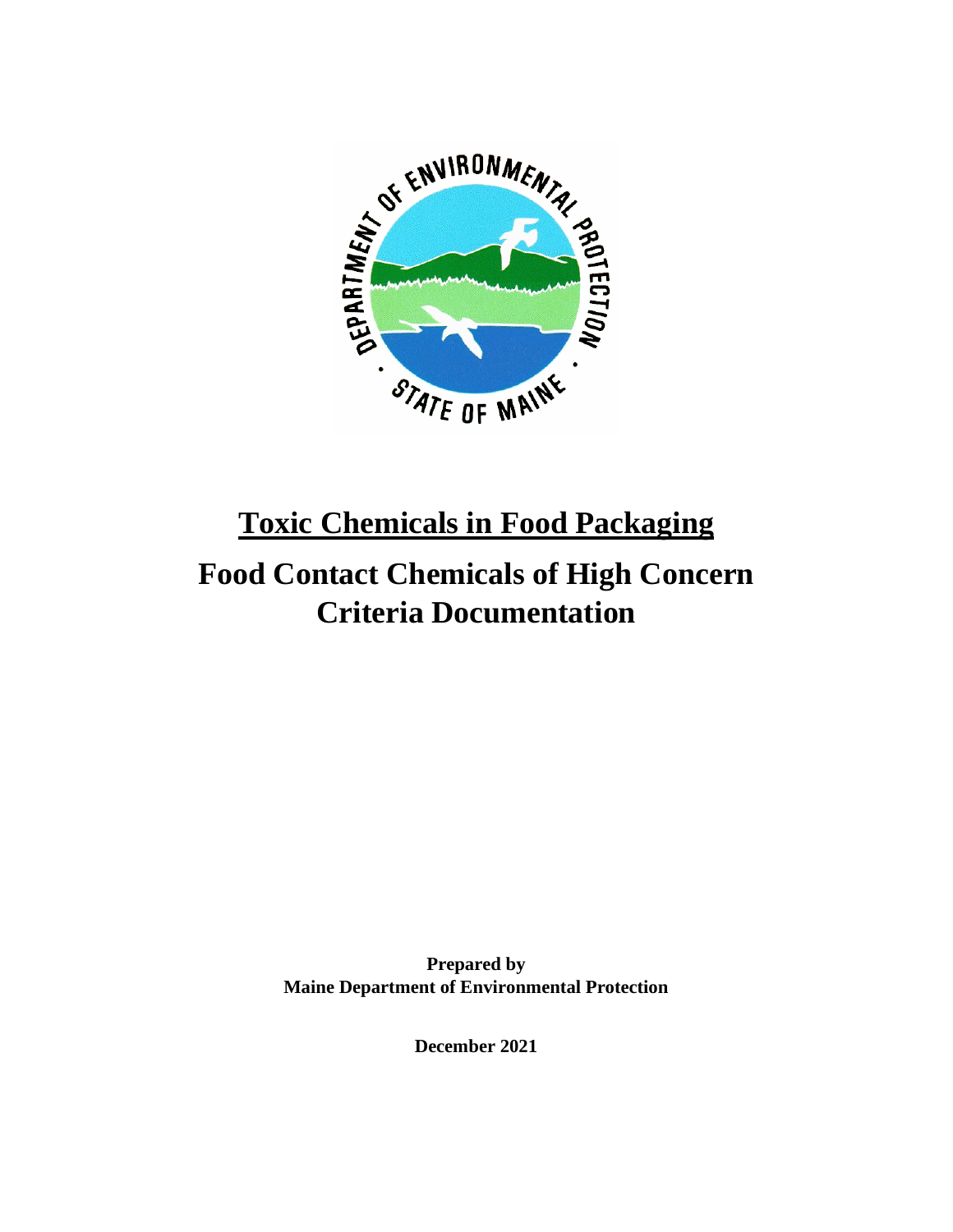# Toxic Chemicals in Food Packaging

# Food Contact Chemicals of High Concern Criteria Documentation

**Prepared by**
**Maine Department of Environmental Protection**

**December 2021**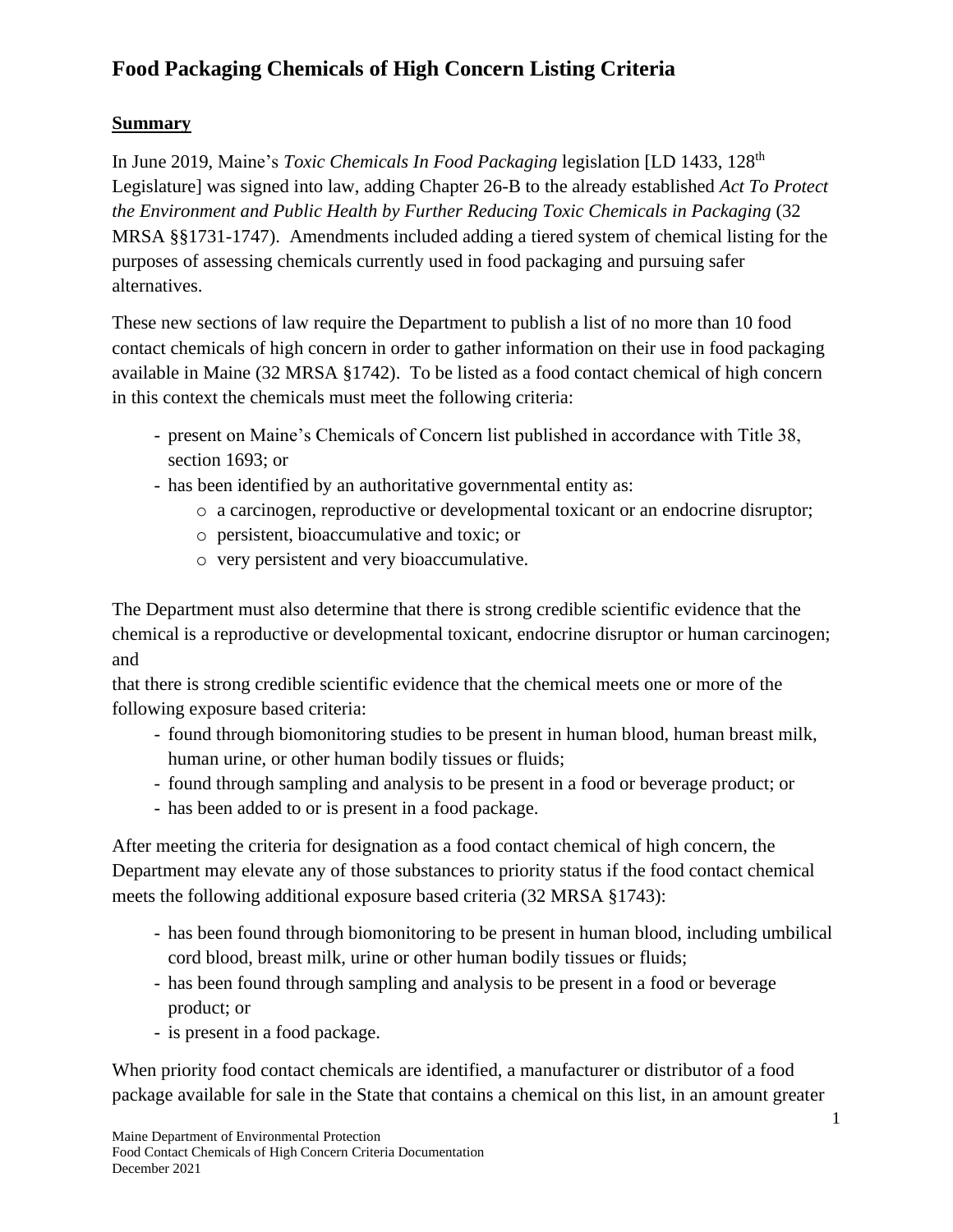# Food Packaging Chemicals of High Concern Listing Criteria

## Summary

In June 2019, Maine's *Toxic Chemicals In Food Packaging* legislation [LD 1433, 128th Legislature] was signed into law, adding Chapter 26-B to the already established *Act To Protect the Environment and Public Health by Further Reducing Toxic Chemicals in Packaging* (32 MRSA §§1731-1747). Amendments included adding a tiered system of chemical listing for the purposes of assessing chemicals currently used in food packaging and pursuing safer alternatives.

These new sections of law require the Department to publish a list of no more than 10 food contact chemicals of high concern in order to gather information on their use in food packaging available in Maine (32 MRSA §1742). To be listed as a food contact chemical of high concern in this context the chemicals must meet the following criteria:

- present on Maine's Chemicals of Concern list published in accordance with Title 38, section 1693; or
- has been identified by an authoritative governmental entity as:
  - a carcinogen, reproductive or developmental toxicant or an endocrine disruptor;
  - persistent, bioaccumulative and toxic; or
  - very persistent and very bioaccumulative.

The Department must also determine that there is strong credible scientific evidence that the chemical is a reproductive or developmental toxicant, endocrine disruptor or human carcinogen; and

that there is strong credible scientific evidence that the chemical meets one or more of the following exposure based criteria:

- found through biomonitoring studies to be present in human blood, human breast milk, human urine, or other human bodily tissues or fluids;
- found through sampling and analysis to be present in a food or beverage product; or
- has been added to or is present in a food package.

After meeting the criteria for designation as a food contact chemical of high concern, the Department may elevate any of those substances to priority status if the food contact chemical meets the following additional exposure based criteria (32 MRSA §1743):

- has been found through biomonitoring to be present in human blood, including umbilical cord blood, breast milk, urine or other human bodily tissues or fluids;
- has been found through sampling and analysis to be present in a food or beverage product; or
- is present in a food package.

When priority food contact chemicals are identified, a manufacturer or distributor of a food package available for sale in the State that contains a chemical on this list, in an amount greater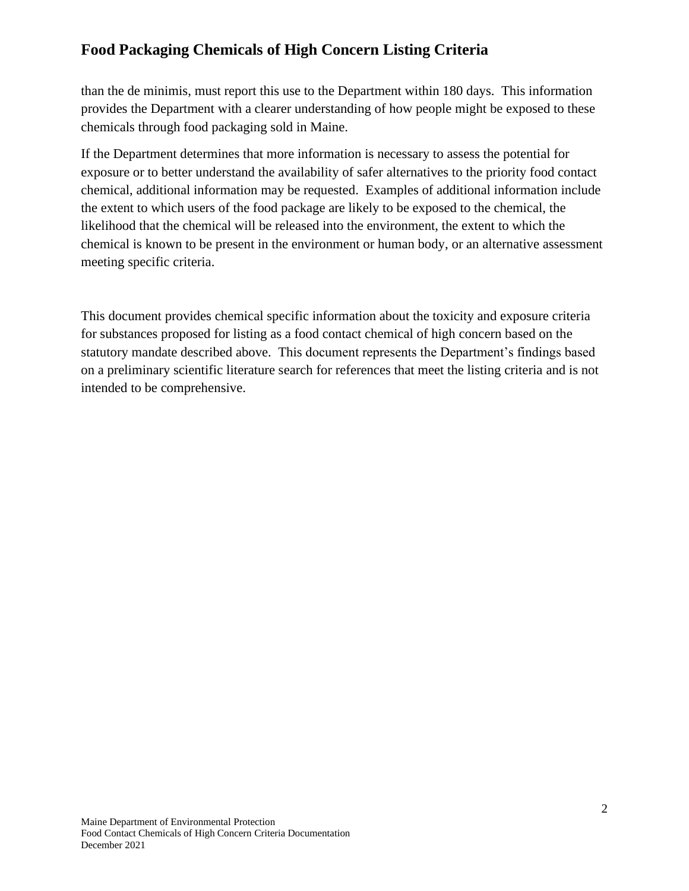than the de minimis, must report this use to the Department within 180 days. This information provides the Department with a clearer understanding of how people might be exposed to these chemicals through food packaging sold in Maine.

If the Department determines that more information is necessary to assess the potential for exposure or to better understand the availability of safer alternatives to the priority food contact chemical, additional information may be requested. Examples of additional information include the extent to which users of the food package are likely to be exposed to the chemical, the likelihood that the chemical will be released into the environment, the extent to which the chemical is known to be present in the environment or human body, or an alternative assessment meeting specific criteria.

This document provides chemical specific information about the toxicity and exposure criteria for substances proposed for listing as a food contact chemical of high concern based on the statutory mandate described above. This document represents the Department's findings based on a preliminary scientific literature search for references that meet the listing criteria and is not intended to be comprehensive.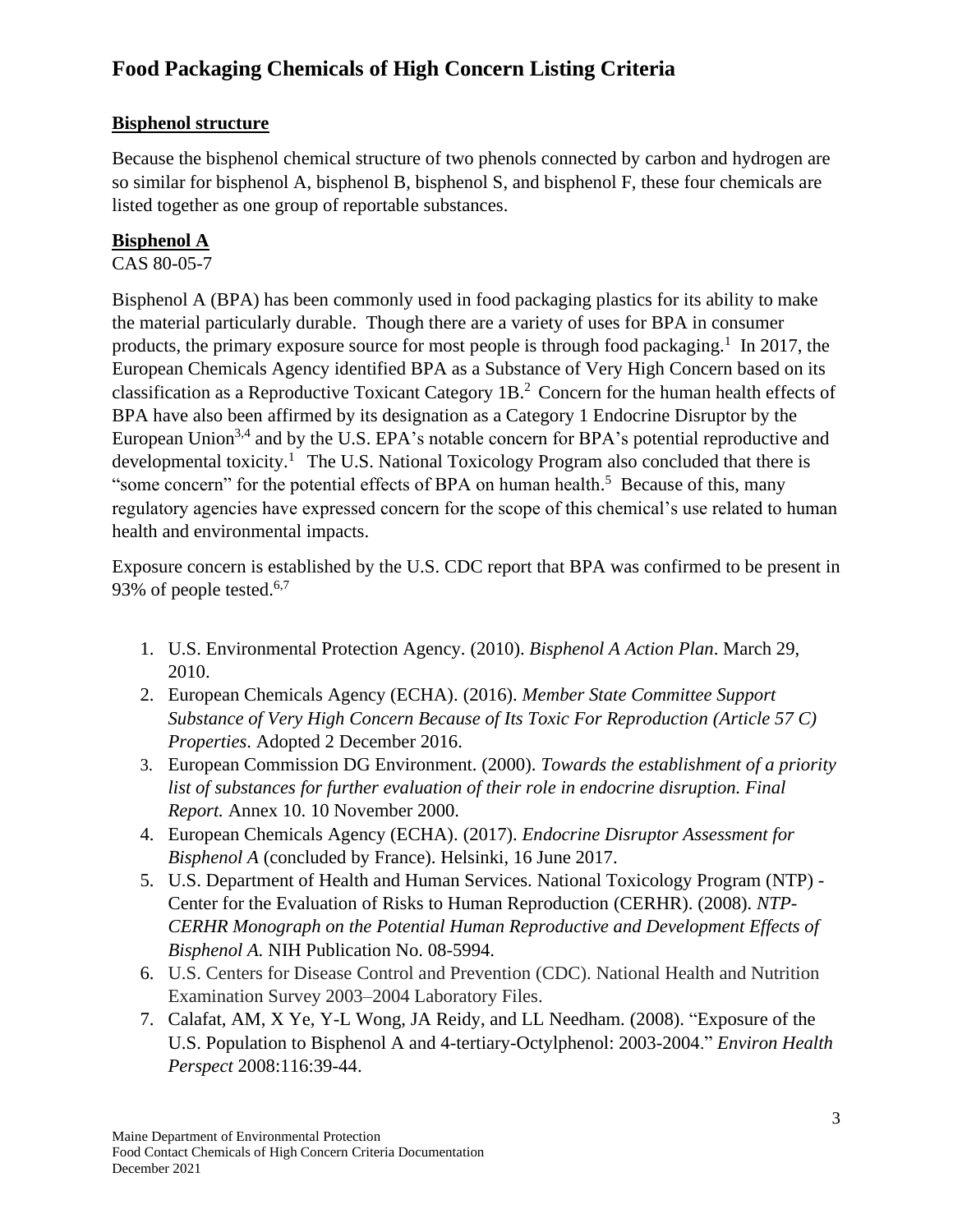# Food Packaging Chemicals of High Concern Listing Criteria

## Bisphenol structure

Because the bisphenol chemical structure of two phenols connected by carbon and hydrogen are so similar for bisphenol A, bisphenol B, bisphenol S, and bisphenol F, these four chemicals are listed together as one group of reportable substances.

## Bisphenol A

CAS 80-05-7

Bisphenol A (BPA) has been commonly used in food packaging plastics for its ability to make the material particularly durable. Though there are a variety of uses for BPA in consumer products, the primary exposure source for most people is through food packaging.[1] In 2017, the European Chemicals Agency identified BPA as a Substance of Very High Concern based on its classification as a Reproductive Toxicant Category 1B.[2] Concern for the human health effects of BPA have also been affirmed by its designation as a Category 1 Endocrine Disruptor by the European Union[3,4] and by the U.S. EPA's notable concern for BPA's potential reproductive and developmental toxicity.[1] The U.S. National Toxicology Program also concluded that there is "some concern" for the potential effects of BPA on human health.[5] Because of this, many regulatory agencies have expressed concern for the scope of this chemical's use related to human health and environmental impacts.

Exposure concern is established by the U.S. CDC report that BPA was confirmed to be present in 93% of people tested.[6,7]

1. U.S. Environmental Protection Agency. (2010). *Bisphenol A Action Plan*. March 29, 2010.
2. European Chemicals Agency (ECHA). (2016). *Member State Committee Support Substance of Very High Concern Because of Its Toxic For Reproduction (Article 57 C) Properties*. Adopted 2 December 2016.
3. European Commission DG Environment. (2000). *Towards the establishment of a priority list of substances for further evaluation of their role in endocrine disruption. Final Report.* Annex 10. 10 November 2000.
4. European Chemicals Agency (ECHA). (2017). *Endocrine Disruptor Assessment for Bisphenol A* (concluded by France). Helsinki, 16 June 2017.
5. U.S. Department of Health and Human Services. National Toxicology Program (NTP) - Center for the Evaluation of Risks to Human Reproduction (CERHR). (2008). *NTP-CERHR Monograph on the Potential Human Reproductive and Development Effects of Bisphenol A.* NIH Publication No. 08-5994.
6. U.S. Centers for Disease Control and Prevention (CDC). National Health and Nutrition Examination Survey 2003–2004 Laboratory Files.
7. Calafat, AM, X Ye, Y-L Wong, JA Reidy, and LL Needham. (2008). "Exposure of the U.S. Population to Bisphenol A and 4-tertiary-Octylphenol: 2003-2004." *Environ Health Perspect* 2008:116:39-44.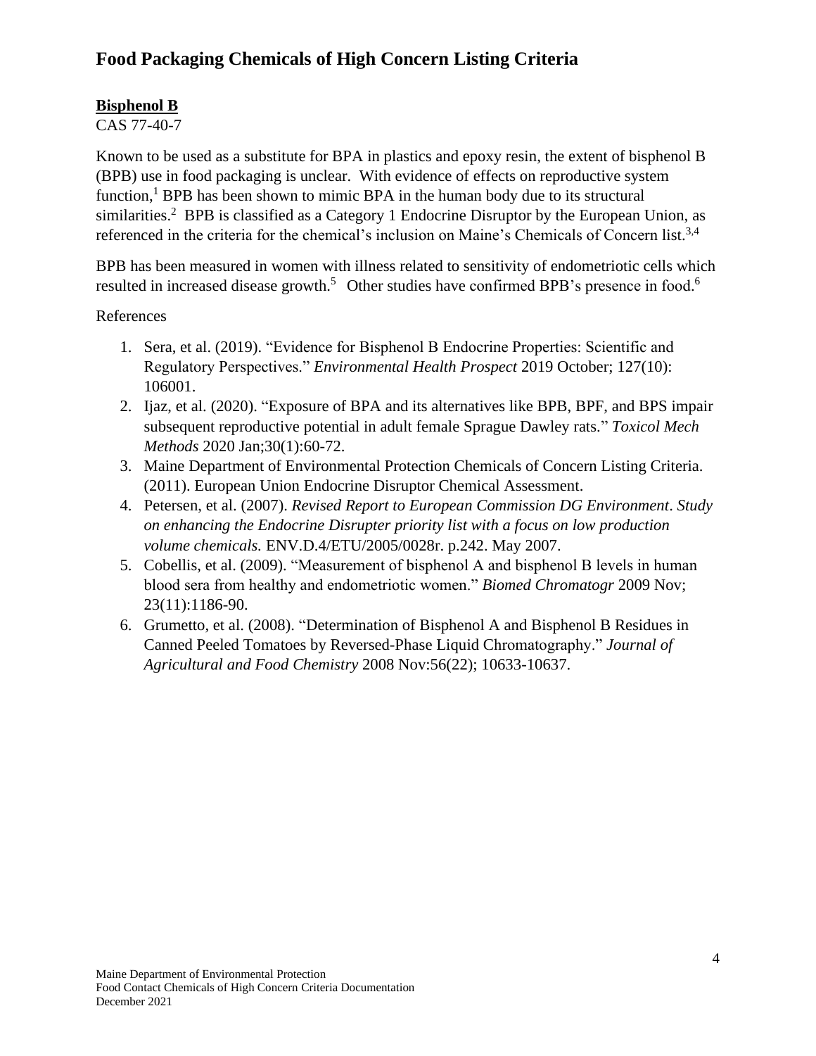# Food Packaging Chemicals of High Concern Listing Criteria

## Bisphenol B

CAS 77-40-7

Known to be used as a substitute for BPA in plastics and epoxy resin, the extent of bisphenol B (BPB) use in food packaging is unclear. With evidence of effects on reproductive system function,[1] BPB has been shown to mimic BPA in the human body due to its structural similarities.[2] BPB is classified as a Category 1 Endocrine Disruptor by the European Union, as referenced in the criteria for the chemical's inclusion on Maine's Chemicals of Concern list.[3,4]

BPB has been measured in women with illness related to sensitivity of endometriotic cells which resulted in increased disease growth.[5] Other studies have confirmed BPB's presence in food.[6]

References

1. Sera, et al. (2019). "Evidence for Bisphenol B Endocrine Properties: Scientific and Regulatory Perspectives." *Environmental Health Prospect* 2019 October; 127(10): 106001.
2. Ijaz, et al. (2020). "Exposure of BPA and its alternatives like BPB, BPF, and BPS impair subsequent reproductive potential in adult female Sprague Dawley rats." *Toxicol Mech Methods* 2020 Jan;30(1):60-72.
3. Maine Department of Environmental Protection Chemicals of Concern Listing Criteria. (2011). European Union Endocrine Disruptor Chemical Assessment.
4. Petersen, et al. (2007). *Revised Report to European Commission DG Environment*. *Study on enhancing the Endocrine Disrupter priority list with a focus on low production volume chemicals.* ENV.D.4/ETU/2005/0028r. p.242. May 2007.
5. Cobellis, et al. (2009). "Measurement of bisphenol A and bisphenol B levels in human blood sera from healthy and endometriotic women." *Biomed Chromatogr* 2009 Nov; 23(11):1186-90.
6. Grumetto, et al. (2008). "Determination of Bisphenol A and Bisphenol B Residues in Canned Peeled Tomatoes by Reversed-Phase Liquid Chromatography." *Journal of Agricultural and Food Chemistry* 2008 Nov:56(22); 10633-10637.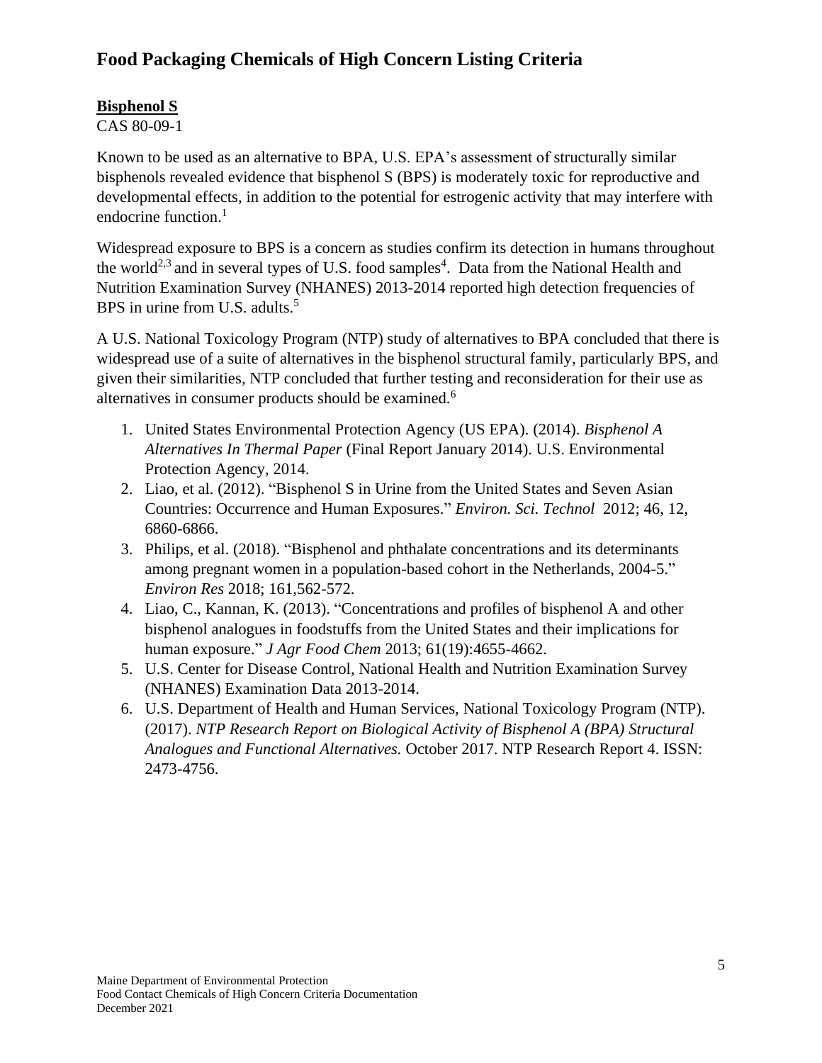# Food Packaging Chemicals of High Concern Listing Criteria

**Bisphenol S**

CAS 80-09-1

Known to be used as an alternative to BPA, U.S. EPA's assessment of structurally similar bisphenols revealed evidence that bisphenol S (BPS) is moderately toxic for reproductive and developmental effects, in addition to the potential for estrogenic activity that may interfere with endocrine function.[1]

Widespread exposure to BPS is a concern as studies confirm its detection in humans throughout the world[2,3] and in several types of U.S. food samples[4]. Data from the National Health and Nutrition Examination Survey (NHANES) 2013-2014 reported high detection frequencies of BPS in urine from U.S. adults.[5]

A U.S. National Toxicology Program (NTP) study of alternatives to BPA concluded that there is widespread use of a suite of alternatives in the bisphenol structural family, particularly BPS, and given their similarities, NTP concluded that further testing and reconsideration for their use as alternatives in consumer products should be examined.[6]

1. United States Environmental Protection Agency (US EPA). (2014). *Bisphenol A Alternatives In Thermal Paper* (Final Report January 2014). U.S. Environmental Protection Agency, 2014.
2. Liao, et al. (2012). "Bisphenol S in Urine from the United States and Seven Asian Countries: Occurrence and Human Exposures." *Environ. Sci. Technol* 2012; 46, 12, 6860-6866.
3. Philips, et al. (2018). "Bisphenol and phthalate concentrations and its determinants among pregnant women in a population-based cohort in the Netherlands, 2004-5." *Environ Res* 2018; 161,562-572.
4. Liao, C., Kannan, K. (2013). "Concentrations and profiles of bisphenol A and other bisphenol analogues in foodstuffs from the United States and their implications for human exposure." *J Agr Food Chem* 2013; 61(19):4655-4662.
5. U.S. Center for Disease Control, National Health and Nutrition Examination Survey (NHANES) Examination Data 2013-2014.
6. U.S. Department of Health and Human Services, National Toxicology Program (NTP). (2017). *NTP Research Report on Biological Activity of Bisphenol A (BPA) Structural Analogues and Functional Alternatives.* October 2017. NTP Research Report 4. ISSN: 2473-4756.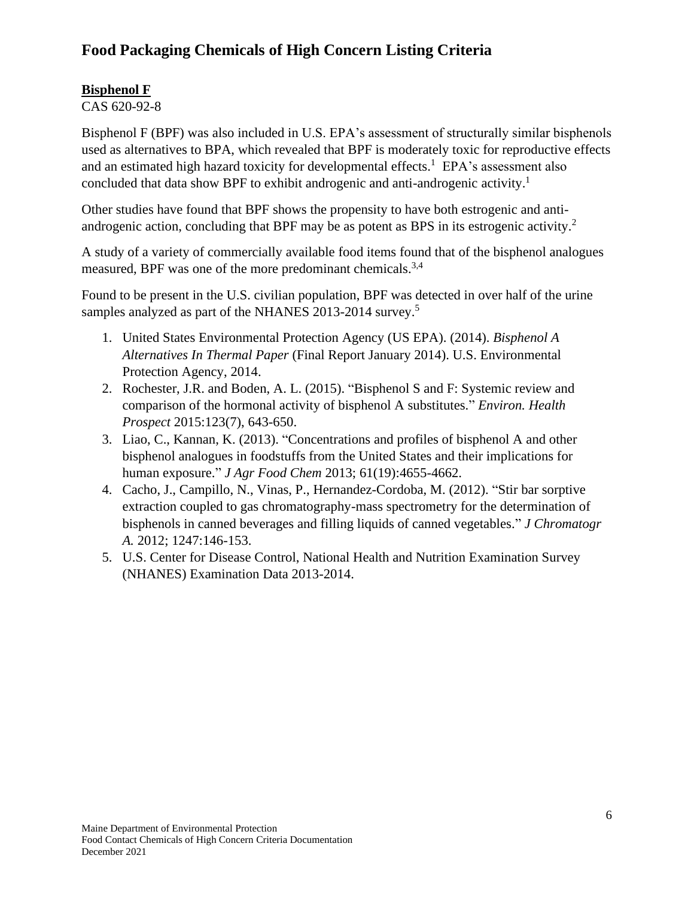# Food Packaging Chemicals of High Concern Listing Criteria

**Bisphenol F**

CAS 620-92-8

Bisphenol F (BPF) was also included in U.S. EPA's assessment of structurally similar bisphenols used as alternatives to BPA, which revealed that BPF is moderately toxic for reproductive effects and an estimated high hazard toxicity for developmental effects.[1] EPA's assessment also concluded that data show BPF to exhibit androgenic and anti-androgenic activity.[1]

Other studies have found that BPF shows the propensity to have both estrogenic and anti-androgenic action, concluding that BPF may be as potent as BPS in its estrogenic activity.[2]

A study of a variety of commercially available food items found that of the bisphenol analogues measured, BPF was one of the more predominant chemicals.[3,4]

Found to be present in the U.S. civilian population, BPF was detected in over half of the urine samples analyzed as part of the NHANES 2013-2014 survey.[5]

1. United States Environmental Protection Agency (US EPA). (2014). *Bisphenol A Alternatives In Thermal Paper* (Final Report January 2014). U.S. Environmental Protection Agency, 2014.
2. Rochester, J.R. and Boden, A. L. (2015). "Bisphenol S and F: Systemic review and comparison of the hormonal activity of bisphenol A substitutes." *Environ. Health Prospect* 2015:123(7), 643-650.
3. Liao, C., Kannan, K. (2013). "Concentrations and profiles of bisphenol A and other bisphenol analogues in foodstuffs from the United States and their implications for human exposure." *J Agr Food Chem* 2013; 61(19):4655-4662.
4. Cacho, J., Campillo, N., Vinas, P., Hernandez-Cordoba, M. (2012). "Stir bar sorptive extraction coupled to gas chromatography-mass spectrometry for the determination of bisphenols in canned beverages and filling liquids of canned vegetables." *J Chromatogr A.* 2012; 1247:146-153.
5. U.S. Center for Disease Control, National Health and Nutrition Examination Survey (NHANES) Examination Data 2013-2014.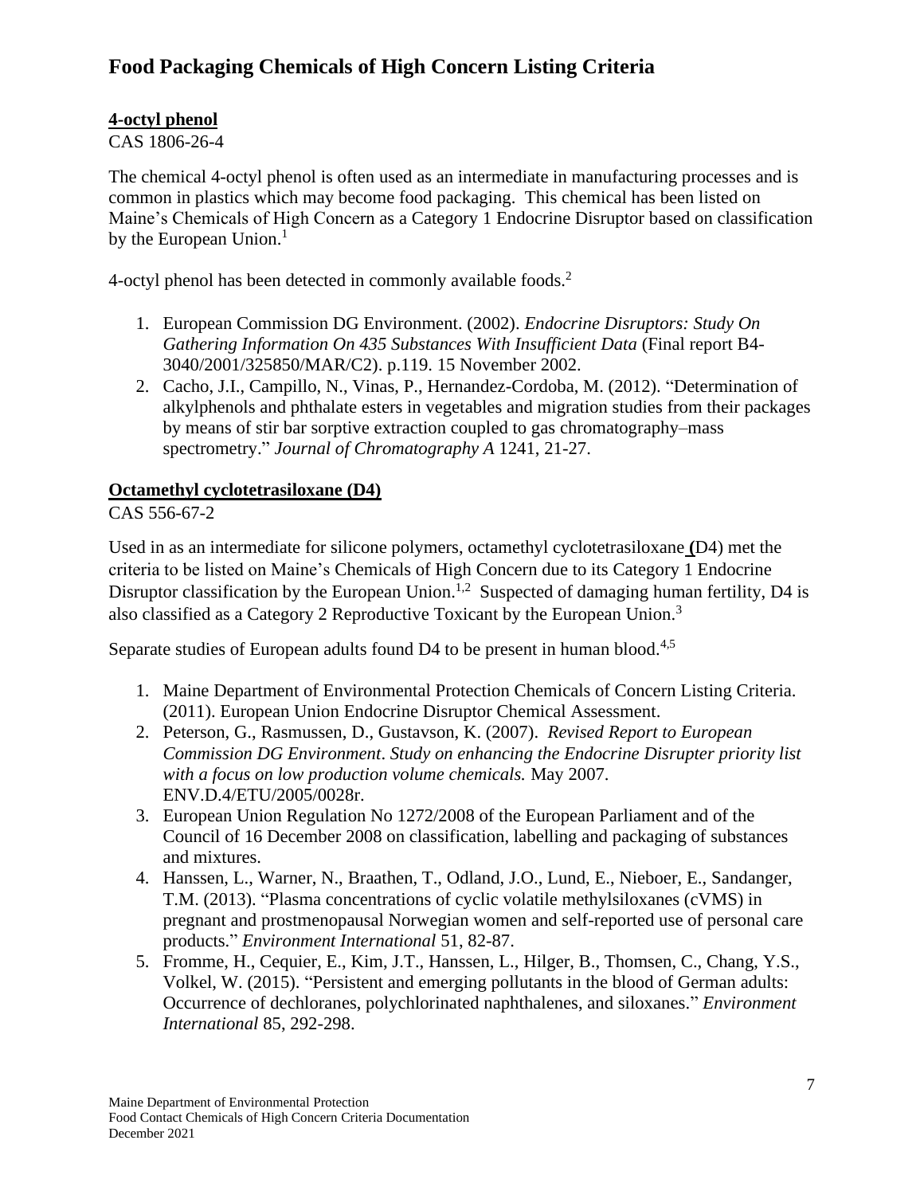# Food Packaging Chemicals of High Concern Listing Criteria

**4-octyl phenol**

CAS 1806-26-4

The chemical 4-octyl phenol is often used as an intermediate in manufacturing processes and is common in plastics which may become food packaging. This chemical has been listed on Maine's Chemicals of High Concern as a Category 1 Endocrine Disruptor based on classification by the European Union.[1]

4-octyl phenol has been detected in commonly available foods.[2]

1. European Commission DG Environment. (2002). *Endocrine Disruptors: Study On Gathering Information On 435 Substances With Insufficient Data* (Final report B4-3040/2001/325850/MAR/C2). p.119. 15 November 2002.
2. Cacho, J.I., Campillo, N., Vinas, P., Hernandez-Cordoba, M. (2012). "Determination of alkylphenols and phthalate esters in vegetables and migration studies from their packages by means of stir bar sorptive extraction coupled to gas chromatography–mass spectrometry." *Journal of Chromatography A* 1241, 21-27.

**Octamethyl cyclotetrasiloxane (D4)**

CAS 556-67-2

Used in as an intermediate for silicone polymers, octamethyl cyclotetrasiloxane (D4) met the criteria to be listed on Maine's Chemicals of High Concern due to its Category 1 Endocrine Disruptor classification by the European Union.[1,2] Suspected of damaging human fertility, D4 is also classified as a Category 2 Reproductive Toxicant by the European Union.[3]

Separate studies of European adults found D4 to be present in human blood.[4,5]

1. Maine Department of Environmental Protection Chemicals of Concern Listing Criteria. (2011). European Union Endocrine Disruptor Chemical Assessment.
2. Peterson, G., Rasmussen, D., Gustavson, K. (2007). *Revised Report to European Commission DG Environment*. *Study on enhancing the Endocrine Disrupter priority list with a focus on low production volume chemicals.* May 2007. ENV.D.4/ETU/2005/0028r.
3. European Union Regulation No 1272/2008 of the European Parliament and of the Council of 16 December 2008 on classification, labelling and packaging of substances and mixtures.
4. Hanssen, L., Warner, N., Braathen, T., Odland, J.O., Lund, E., Nieboer, E., Sandanger, T.M. (2013). "Plasma concentrations of cyclic volatile methylsiloxanes (cVMS) in pregnant and postmenopausal Norwegian women and self-reported use of personal care products." *Environment International* 51, 82-87.
5. Fromme, H., Cequier, E., Kim, J.T., Hanssen, L., Hilger, B., Thomsen, C., Chang, Y.S., Volkel, W. (2015). "Persistent and emerging pollutants in the blood of German adults: Occurrence of dechloranes, polychlorinated naphthalenes, and siloxanes." *Environment International* 85, 292-298.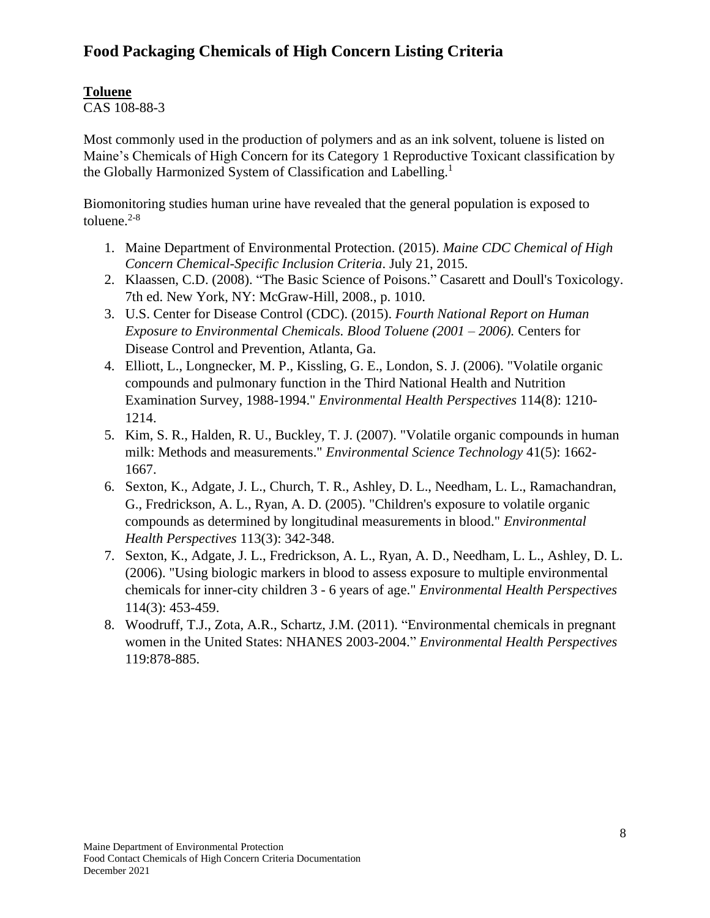# Food Packaging Chemicals of High Concern Listing Criteria

**Toluene**

CAS 108-88-3

Most commonly used in the production of polymers and as an ink solvent, toluene is listed on Maine's Chemicals of High Concern for its Category 1 Reproductive Toxicant classification by the Globally Harmonized System of Classification and Labelling.[1]

Biomonitoring studies human urine have revealed that the general population is exposed to toluene.[2-8]

1. Maine Department of Environmental Protection. (2015). *Maine CDC Chemical of High Concern Chemical-Specific Inclusion Criteria*. July 21, 2015.
2. Klaassen, C.D. (2008). "The Basic Science of Poisons." Casarett and Doull's Toxicology. 7th ed. New York, NY: McGraw-Hill, 2008., p. 1010.
3. U.S. Center for Disease Control (CDC). (2015). *Fourth National Report on Human Exposure to Environmental Chemicals. Blood Toluene (2001 – 2006).* Centers for Disease Control and Prevention, Atlanta, Ga.
4. Elliott, L., Longnecker, M. P., Kissling, G. E., London, S. J. (2006). "Volatile organic compounds and pulmonary function in the Third National Health and Nutrition Examination Survey, 1988-1994." *Environmental Health Perspectives* 114(8): 1210-1214.
5. Kim, S. R., Halden, R. U., Buckley, T. J. (2007). "Volatile organic compounds in human milk: Methods and measurements." *Environmental Science Technology* 41(5): 1662-1667.
6. Sexton, K., Adgate, J. L., Church, T. R., Ashley, D. L., Needham, L. L., Ramachandran, G., Fredrickson, A. L., Ryan, A. D. (2005). "Children's exposure to volatile organic compounds as determined by longitudinal measurements in blood." *Environmental Health Perspectives* 113(3): 342-348.
7. Sexton, K., Adgate, J. L., Fredrickson, A. L., Ryan, A. D., Needham, L. L., Ashley, D. L. (2006). "Using biologic markers in blood to assess exposure to multiple environmental chemicals for inner-city children 3 - 6 years of age." *Environmental Health Perspectives* 114(3): 453-459.
8. Woodruff, T.J., Zota, A.R., Schartz, J.M. (2011). "Environmental chemicals in pregnant women in the United States: NHANES 2003-2004." *Environmental Health Perspectives* 119:878-885.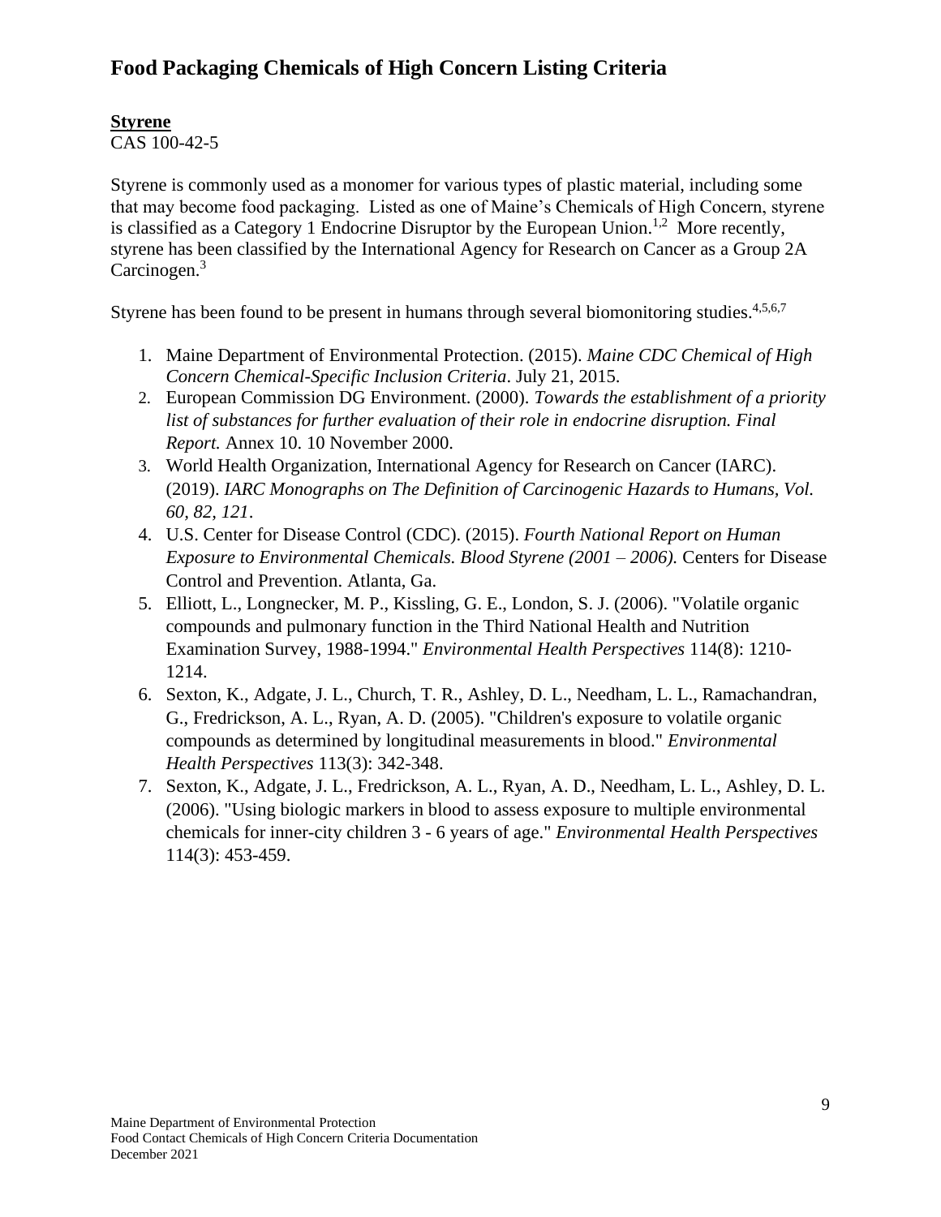# Food Packaging Chemicals of High Concern Listing Criteria

**Styrene**
CAS 100-42-5

Styrene is commonly used as a monomer for various types of plastic material, including some that may become food packaging. Listed as one of Maine's Chemicals of High Concern, styrene is classified as a Category 1 Endocrine Disruptor by the European Union.[1,2] More recently, styrene has been classified by the International Agency for Research on Cancer as a Group 2A Carcinogen.[3]

Styrene has been found to be present in humans through several biomonitoring studies.[4,5,6,7]

1. Maine Department of Environmental Protection. (2015). *Maine CDC Chemical of High Concern Chemical-Specific Inclusion Criteria*. July 21, 2015.
2. European Commission DG Environment. (2000). *Towards the establishment of a priority list of substances for further evaluation of their role in endocrine disruption. Final Report.* Annex 10. 10 November 2000.
3. World Health Organization, International Agency for Research on Cancer (IARC). (2019). *IARC Monographs on The Definition of Carcinogenic Hazards to Humans, Vol. 60, 82, 121*.
4. U.S. Center for Disease Control (CDC). (2015). *Fourth National Report on Human Exposure to Environmental Chemicals. Blood Styrene (2001 – 2006).* Centers for Disease Control and Prevention. Atlanta, Ga.
5. Elliott, L., Longnecker, M. P., Kissling, G. E., London, S. J. (2006). "Volatile organic compounds and pulmonary function in the Third National Health and Nutrition Examination Survey, 1988-1994." *Environmental Health Perspectives* 114(8): 1210-1214.
6. Sexton, K., Adgate, J. L., Church, T. R., Ashley, D. L., Needham, L. L., Ramachandran, G., Fredrickson, A. L., Ryan, A. D. (2005). "Children's exposure to volatile organic compounds as determined by longitudinal measurements in blood." *Environmental Health Perspectives* 113(3): 342-348.
7. Sexton, K., Adgate, J. L., Fredrickson, A. L., Ryan, A. D., Needham, L. L., Ashley, D. L. (2006). "Using biologic markers in blood to assess exposure to multiple environmental chemicals for inner-city children 3 - 6 years of age." *Environmental Health Perspectives* 114(3): 453-459.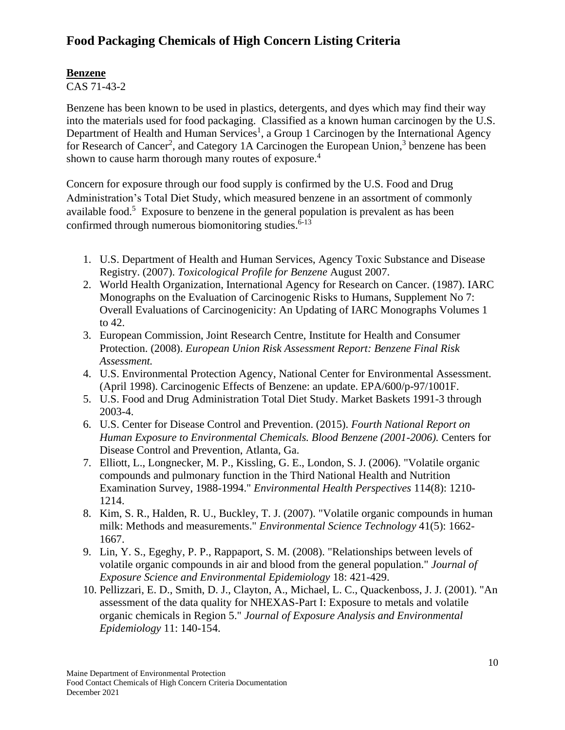# Food Packaging Chemicals of High Concern Listing Criteria

**Benzene**

CAS 71-43-2

Benzene has been known to be used in plastics, detergents, and dyes which may find their way into the materials used for food packaging. Classified as a known human carcinogen by the U.S. Department of Health and Human Services[1], a Group 1 Carcinogen by the International Agency for Research of Cancer[2], and Category 1A Carcinogen the European Union,[3] benzene has been shown to cause harm thorough many routes of exposure.[4]

Concern for exposure through our food supply is confirmed by the U.S. Food and Drug Administration's Total Diet Study, which measured benzene in an assortment of commonly available food.[5] Exposure to benzene in the general population is prevalent as has been confirmed through numerous biomonitoring studies.[6-13]

1. U.S. Department of Health and Human Services, Agency Toxic Substance and Disease Registry. (2007). *Toxicological Profile for Benzene* August 2007.
2. World Health Organization, International Agency for Research on Cancer. (1987). IARC Monographs on the Evaluation of Carcinogenic Risks to Humans, Supplement No 7: Overall Evaluations of Carcinogenicity: An Updating of IARC Monographs Volumes 1 to 42.
3. European Commission, Joint Research Centre, Institute for Health and Consumer Protection. (2008). *European Union Risk Assessment Report: Benzene Final Risk Assessment.*
4. U.S. Environmental Protection Agency, National Center for Environmental Assessment. (April 1998). Carcinogenic Effects of Benzene: an update. EPA/600/p-97/1001F.
5. U.S. Food and Drug Administration Total Diet Study. Market Baskets 1991-3 through 2003-4.
6. U.S. Center for Disease Control and Prevention. (2015). *Fourth National Report on Human Exposure to Environmental Chemicals. Blood Benzene (2001-2006).* Centers for Disease Control and Prevention, Atlanta, Ga.
7. Elliott, L., Longnecker, M. P., Kissling, G. E., London, S. J. (2006). "Volatile organic compounds and pulmonary function in the Third National Health and Nutrition Examination Survey, 1988-1994." *Environmental Health Perspectives* 114(8): 1210-1214.
8. Kim, S. R., Halden, R. U., Buckley, T. J. (2007). "Volatile organic compounds in human milk: Methods and measurements." *Environmental Science Technology* 41(5): 1662-1667.
9. Lin, Y. S., Egeghy, P. P., Rappaport, S. M. (2008). "Relationships between levels of volatile organic compounds in air and blood from the general population." *Journal of Exposure Science and Environmental Epidemiology* 18: 421-429.
10. Pellizzari, E. D., Smith, D. J., Clayton, A., Michael, L. C., Quackenboss, J. J. (2001). "An assessment of the data quality for NHEXAS-Part I: Exposure to metals and volatile organic chemicals in Region 5." *Journal of Exposure Analysis and Environmental Epidemiology* 11: 140-154.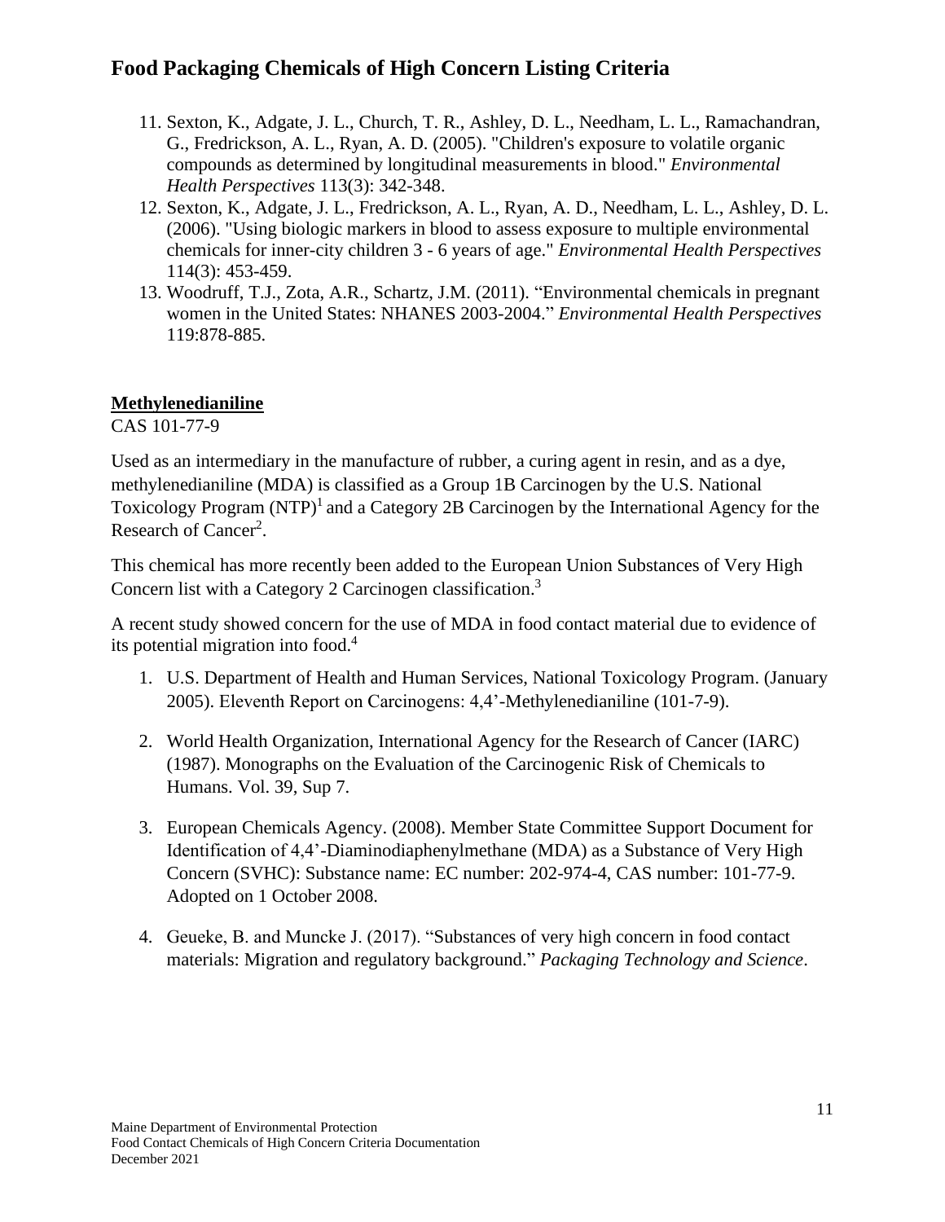11. Sexton, K., Adgate, J. L., Church, T. R., Ashley, D. L., Needham, L. L., Ramachandran, G., Fredrickson, A. L., Ryan, A. D. (2005). "Children's exposure to volatile organic compounds as determined by longitudinal measurements in blood." *Environmental Health Perspectives* 113(3): 342-348.
12. Sexton, K., Adgate, J. L., Fredrickson, A. L., Ryan, A. D., Needham, L. L., Ashley, D. L. (2006). "Using biologic markers in blood to assess exposure to multiple environmental chemicals for inner-city children 3 - 6 years of age." *Environmental Health Perspectives* 114(3): 453-459.
13. Woodruff, T.J., Zota, A.R., Schartz, J.M. (2011). "Environmental chemicals in pregnant women in the United States: NHANES 2003-2004." *Environmental Health Perspectives* 119:878-885.

## Methylenedianiline

CAS 101-77-9

Used as an intermediary in the manufacture of rubber, a curing agent in resin, and as a dye, methylenedianiline (MDA) is classified as a Group 1B Carcinogen by the U.S. National Toxicology Program (NTP)[1] and a Category 2B Carcinogen by the International Agency for the Research of Cancer[2].

This chemical has more recently been added to the European Union Substances of Very High Concern list with a Category 2 Carcinogen classification.[3]

A recent study showed concern for the use of MDA in food contact material due to evidence of its potential migration into food.[4]

1. U.S. Department of Health and Human Services, National Toxicology Program. (January 2005). Eleventh Report on Carcinogens: 4,4'-Methylenedianiline (101-7-9).

2. World Health Organization, International Agency for the Research of Cancer (IARC) (1987). Monographs on the Evaluation of the Carcinogenic Risk of Chemicals to Humans. Vol. 39, Sup 7.

3. European Chemicals Agency. (2008). Member State Committee Support Document for Identification of 4,4'-Diaminodiaphenylmethane (MDA) as a Substance of Very High Concern (SVHC): Substance name: EC number: 202-974-4, CAS number: 101-77-9. Adopted on 1 October 2008.

4. Geueke, B. and Muncke J. (2017). "Substances of very high concern in food contact materials: Migration and regulatory background." *Packaging Technology and Science*.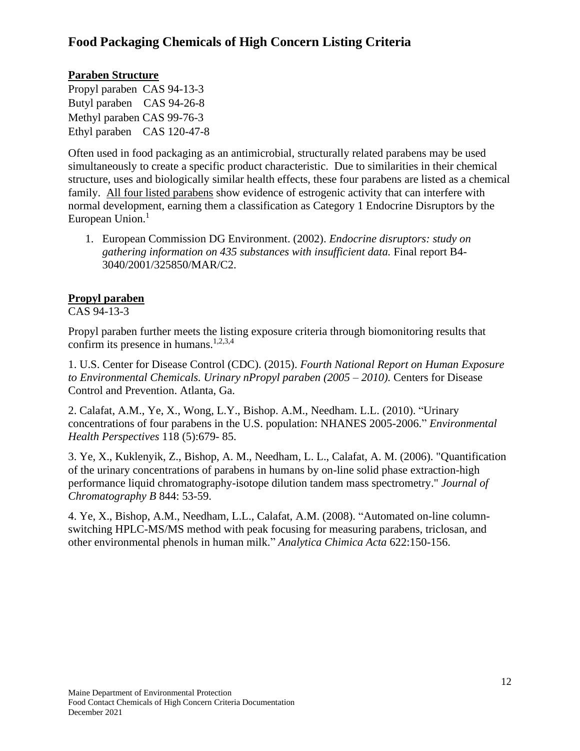# Food Packaging Chemicals of High Concern Listing Criteria

## Paraben Structure

Propyl paraben CAS 94-13-3
Butyl paraben CAS 94-26-8
Methyl paraben CAS 99-76-3
Ethyl paraben CAS 120-47-8

Often used in food packaging as an antimicrobial, structurally related parabens may be used simultaneously to create a specific product characteristic. Due to similarities in their chemical structure, uses and biologically similar health effects, these four parabens are listed as a chemical family. All four listed parabens show evidence of estrogenic activity that can interfere with normal development, earning them a classification as Category 1 Endocrine Disruptors by the European Union.[1]

1. European Commission DG Environment. (2002). *Endocrine disruptors: study on gathering information on 435 substances with insufficient data.* Final report B4-3040/2001/325850/MAR/C2.

## Propyl paraben

CAS 94-13-3

Propyl paraben further meets the listing exposure criteria through biomonitoring results that confirm its presence in humans.[1,2,3,4]

1. U.S. Center for Disease Control (CDC). (2015). *Fourth National Report on Human Exposure to Environmental Chemicals. Urinary nPropyl paraben (2005 – 2010).* Centers for Disease Control and Prevention. Atlanta, Ga.

2. Calafat, A.M., Ye, X., Wong, L.Y., Bishop. A.M., Needham. L.L. (2010). "Urinary concentrations of four parabens in the U.S. population: NHANES 2005-2006." *Environmental Health Perspectives* 118 (5):679- 85.

3. Ye, X., Kuklenyik, Z., Bishop, A. M., Needham, L. L., Calafat, A. M. (2006). "Quantification of the urinary concentrations of parabens in humans by on-line solid phase extraction-high performance liquid chromatography-isotope dilution tandem mass spectrometry." *Journal of Chromatography B* 844: 53-59.

4. Ye, X., Bishop, A.M., Needham, L.L., Calafat, A.M. (2008). "Automated on-line column-switching HPLC-MS/MS method with peak focusing for measuring parabens, triclosan, and other environmental phenols in human milk." *Analytica Chimica Acta* 622:150-156.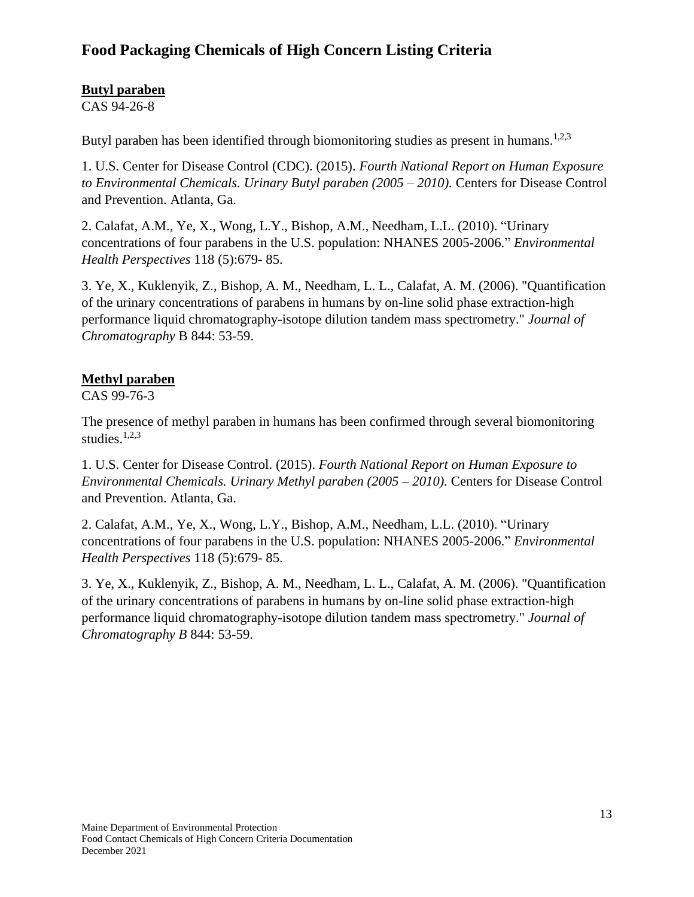# Food Packaging Chemicals of High Concern Listing Criteria

**Butyl paraben**

CAS 94-26-8

Butyl paraben has been identified through biomonitoring studies as present in humans.[1,2,3]

1. U.S. Center for Disease Control (CDC). (2015). *Fourth National Report on Human Exposure to Environmental Chemicals. Urinary Butyl paraben (2005 – 2010).* Centers for Disease Control and Prevention. Atlanta, Ga.

2. Calafat, A.M., Ye, X., Wong, L.Y., Bishop, A.M., Needham, L.L. (2010). "Urinary concentrations of four parabens in the U.S. population: NHANES 2005-2006." *Environmental Health Perspectives* 118 (5):679- 85.

3. Ye, X., Kuklenyik, Z., Bishop, A. M., Needham, L. L., Calafat, A. M. (2006). "Quantification of the urinary concentrations of parabens in humans by on-line solid phase extraction-high performance liquid chromatography-isotope dilution tandem mass spectrometry." *Journal of Chromatography* B 844: 53-59.

**Methyl paraben**

CAS 99-76-3

The presence of methyl paraben in humans has been confirmed through several biomonitoring studies.[1,2,3]

1. U.S. Center for Disease Control. (2015). *Fourth National Report on Human Exposure to Environmental Chemicals. Urinary Methyl paraben (2005 – 2010).* Centers for Disease Control and Prevention. Atlanta, Ga.

2. Calafat, A.M., Ye, X., Wong, L.Y., Bishop, A.M., Needham, L.L. (2010). "Urinary concentrations of four parabens in the U.S. population: NHANES 2005-2006." *Environmental Health Perspectives* 118 (5):679- 85.

3. Ye, X., Kuklenyik, Z., Bishop, A. M., Needham, L. L., Calafat, A. M. (2006). "Quantification of the urinary concentrations of parabens in humans by on-line solid phase extraction-high performance liquid chromatography-isotope dilution tandem mass spectrometry." *Journal of Chromatography B* 844: 53-59.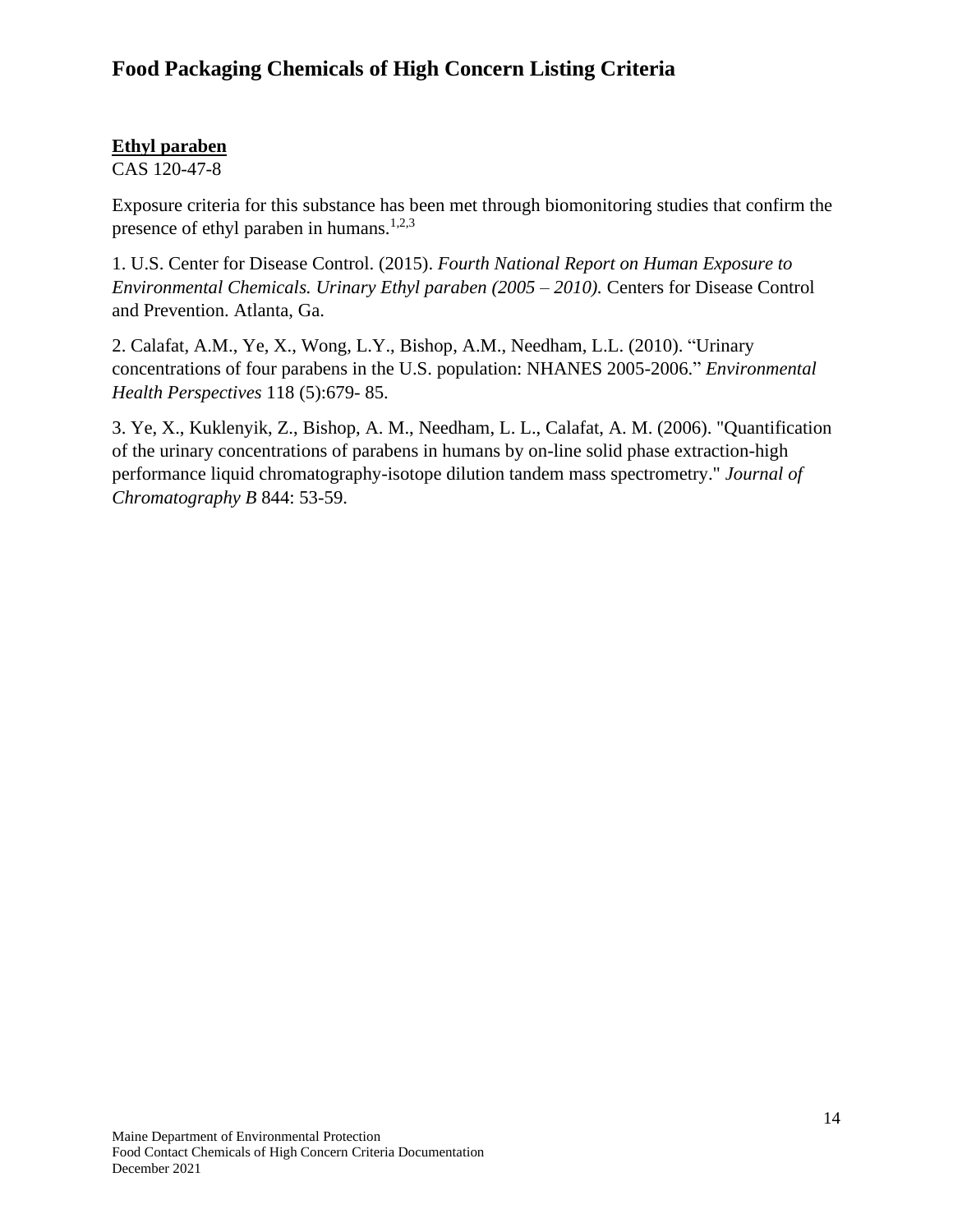**Ethyl paraben**
CAS 120-47-8

Exposure criteria for this substance has been met through biomonitoring studies that confirm the presence of ethyl paraben in humans.[1,2,3]

1. U.S. Center for Disease Control. (2015). *Fourth National Report on Human Exposure to Environmental Chemicals. Urinary Ethyl paraben (2005 – 2010).* Centers for Disease Control and Prevention. Atlanta, Ga.

2. Calafat, A.M., Ye, X., Wong, L.Y., Bishop, A.M., Needham, L.L. (2010). "Urinary concentrations of four parabens in the U.S. population: NHANES 2005-2006." *Environmental Health Perspectives* 118 (5):679- 85.

3. Ye, X., Kuklenyik, Z., Bishop, A. M., Needham, L. L., Calafat, A. M. (2006). "Quantification of the urinary concentrations of parabens in humans by on-line solid phase extraction-high performance liquid chromatography-isotope dilution tandem mass spectrometry." *Journal of Chromatography B* 844: 53-59.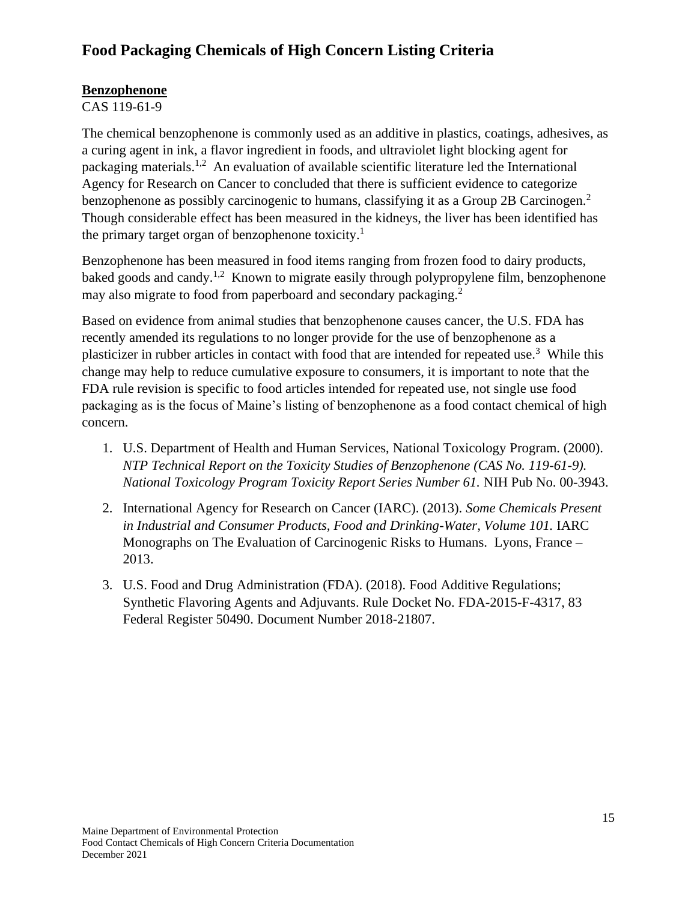# Food Packaging Chemicals of High Concern Listing Criteria

**Benzophenone**

CAS 119-61-9

The chemical benzophenone is commonly used as an additive in plastics, coatings, adhesives, as a curing agent in ink, a flavor ingredient in foods, and ultraviolet light blocking agent for packaging materials.[1,2] An evaluation of available scientific literature led the International Agency for Research on Cancer to concluded that there is sufficient evidence to categorize benzophenone as possibly carcinogenic to humans, classifying it as a Group 2B Carcinogen.[2] Though considerable effect has been measured in the kidneys, the liver has been identified has the primary target organ of benzophenone toxicity.[1]

Benzophenone has been measured in food items ranging from frozen food to dairy products, baked goods and candy.[1,2] Known to migrate easily through polypropylene film, benzophenone may also migrate to food from paperboard and secondary packaging.[2]

Based on evidence from animal studies that benzophenone causes cancer, the U.S. FDA has recently amended its regulations to no longer provide for the use of benzophenone as a plasticizer in rubber articles in contact with food that are intended for repeated use.[3] While this change may help to reduce cumulative exposure to consumers, it is important to note that the FDA rule revision is specific to food articles intended for repeated use, not single use food packaging as is the focus of Maine's listing of benzophenone as a food contact chemical of high concern.

1. U.S. Department of Health and Human Services, National Toxicology Program. (2000). *NTP Technical Report on the Toxicity Studies of Benzophenone (CAS No. 119-61-9). National Toxicology Program Toxicity Report Series Number 61.* NIH Pub No. 00-3943.
2. International Agency for Research on Cancer (IARC). (2013). *Some Chemicals Present in Industrial and Consumer Products, Food and Drinking-Water, Volume 101.* IARC Monographs on The Evaluation of Carcinogenic Risks to Humans. Lyons, France – 2013.
3. U.S. Food and Drug Administration (FDA). (2018). Food Additive Regulations; Synthetic Flavoring Agents and Adjuvants. Rule Docket No. FDA-2015-F-4317, 83 Federal Register 50490. Document Number 2018-21807.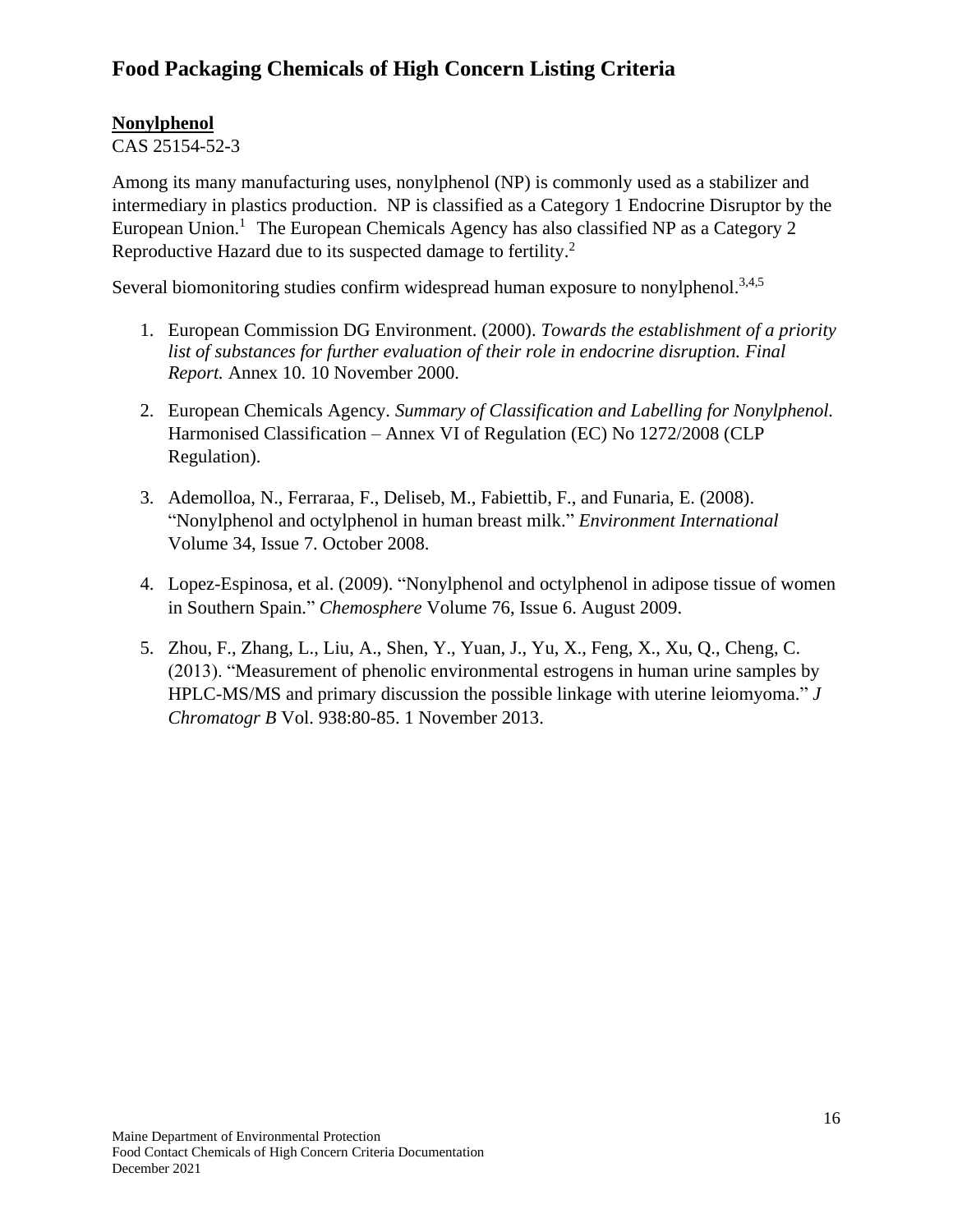# Food Packaging Chemicals of High Concern Listing Criteria

**Nonylphenol**

CAS 25154-52-3

Among its many manufacturing uses, nonylphenol (NP) is commonly used as a stabilizer and intermediary in plastics production. NP is classified as a Category 1 Endocrine Disruptor by the European Union.[1] The European Chemicals Agency has also classified NP as a Category 2 Reproductive Hazard due to its suspected damage to fertility.[2]

Several biomonitoring studies confirm widespread human exposure to nonylphenol.[3,4,5]

1. European Commission DG Environment. (2000). *Towards the establishment of a priority list of substances for further evaluation of their role in endocrine disruption. Final Report.* Annex 10. 10 November 2000.

2. European Chemicals Agency. *Summary of Classification and Labelling for Nonylphenol.* Harmonised Classification – Annex VI of Regulation (EC) No 1272/2008 (CLP Regulation).

3. Ademolloa, N., Ferraraa, F., Deliseb, M., Fabiettib, F., and Funaria, E. (2008). "Nonylphenol and octylphenol in human breast milk." *Environment International* Volume 34, Issue 7. October 2008.

4. Lopez-Espinosa, et al. (2009). "Nonylphenol and octylphenol in adipose tissue of women in Southern Spain." *Chemosphere* Volume 76, Issue 6. August 2009.

5. Zhou, F., Zhang, L., Liu, A., Shen, Y., Yuan, J., Yu, X., Feng, X., Xu, Q., Cheng, C. (2013). "Measurement of phenolic environmental estrogens in human urine samples by HPLC-MS/MS and primary discussion the possible linkage with uterine leiomyoma." *J Chromatogr B* Vol. 938:80-85. 1 November 2013.